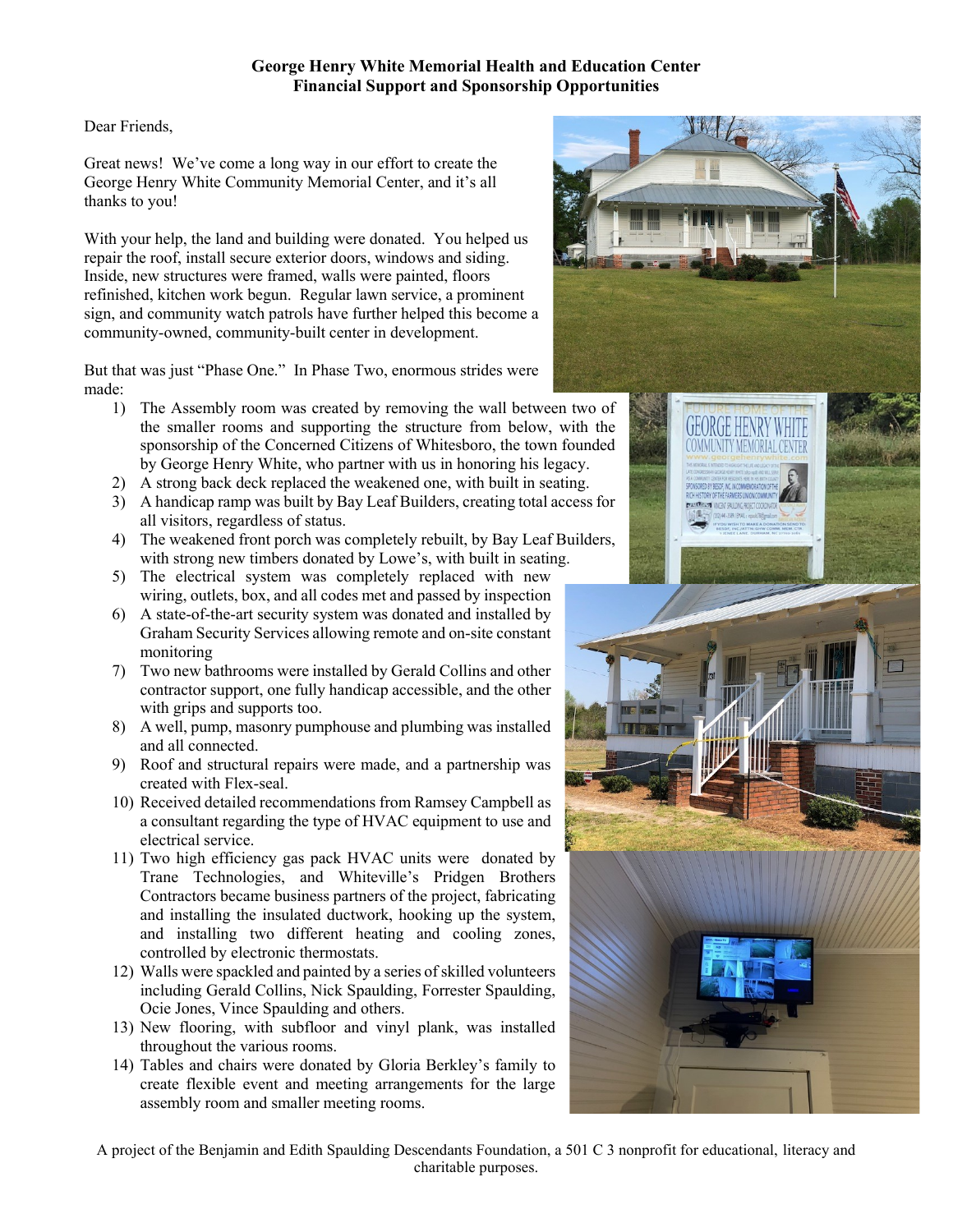**George Henry White Memorial Health and Education Center**
**Financial Support and Sponsorship Opportunities**

Dear Friends,

Great news! We've come a long way in our effort to create the George Henry White Community Memorial Center, and it's all thanks to you!

With your help, the land and building were donated. You helped us repair the roof, install secure exterior doors, windows and siding. Inside, new structures were framed, walls were painted, floors refinished, kitchen work begun. Regular lawn service, a prominent sign, and community watch patrols have further helped this become a community-owned, community-built center in development.

But that was just "Phase One." In Phase Two, enormous strides were made:

1) The Assembly room was created by removing the wall between two of the smaller rooms and supporting the structure from below, with the sponsorship of the Concerned Citizens of Whitesboro, the town founded by George Henry White, who partner with us in honoring his legacy.
2) A strong back deck replaced the weakened one, with built in seating.
3) A handicap ramp was built by Bay Leaf Builders, creating total access for all visitors, regardless of status.
4) The weakened front porch was completely rebuilt, by Bay Leaf Builders, with strong new timbers donated by Lowe's, with built in seating.
5) The electrical system was completely replaced with new wiring, outlets, box, and all codes met and passed by inspection
6) A state-of-the-art security system was donated and installed by Graham Security Services allowing remote and on-site constant monitoring
7) Two new bathrooms were installed by Gerald Collins and other contractor support, one fully handicap accessible, and the other with grips and supports too.
8) A well, pump, masonry pumphouse and plumbing was installed and all connected.
9) Roof and structural repairs were made, and a partnership was created with Flex-seal.
10) Received detailed recommendations from Ramsey Campbell as a consultant regarding the type of HVAC equipment to use and electrical service.
11) Two high efficiency gas pack HVAC units were donated by Trane Technologies, and Whiteville's Pridgen Brothers Contractors became business partners of the project, fabricating and installing the insulated ductwork, hooking up the system, and installing two different heating and cooling zones, controlled by electronic thermostats.
12) Walls were spackled and painted by a series of skilled volunteers including Gerald Collins, Nick Spaulding, Forrester Spaulding, Ocie Jones, Vince Spaulding and others.
13) New flooring, with subfloor and vinyl plank, was installed throughout the various rooms.
14) Tables and chairs were donated by Gloria Berkley's family to create flexible event and meeting arrangements for the large assembly room and smaller meeting rooms.

A project of the Benjamin and Edith Spaulding Descendants Foundation, a 501 C 3 nonprofit for educational, literacy and charitable purposes.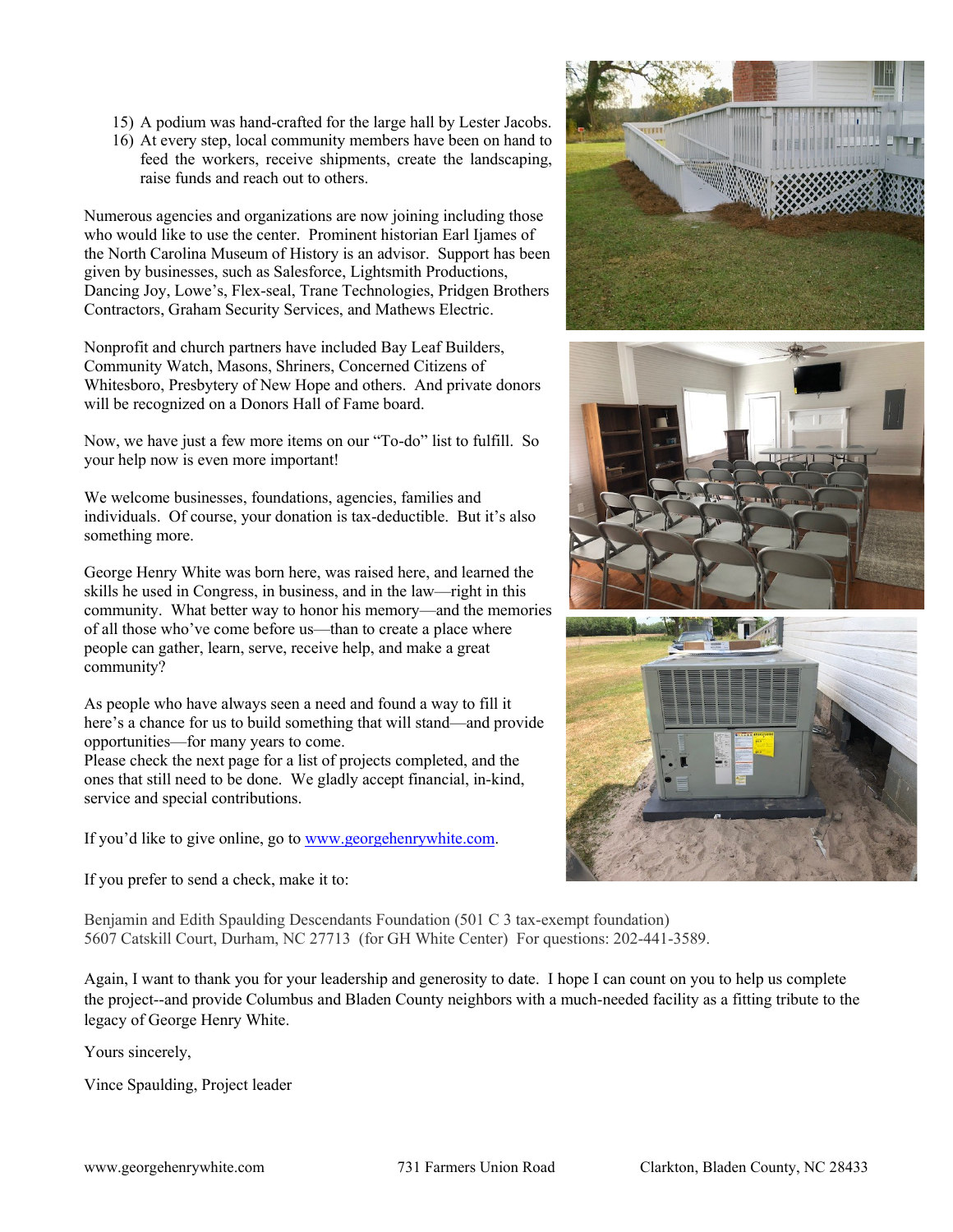15) A podium was hand-crafted for the large hall by Lester Jacobs.
16) At every step, local community members have been on hand to feed the workers, receive shipments, create the landscaping, raise funds and reach out to others.

Numerous agencies and organizations are now joining including those who would like to use the center. Prominent historian Earl Ijames of the North Carolina Museum of History is an advisor. Support has been given by businesses, such as Salesforce, Lightsmith Productions, Dancing Joy, Lowe's, Flex-seal, Trane Technologies, Pridgen Brothers Contractors, Graham Security Services, and Mathews Electric.

Nonprofit and church partners have included Bay Leaf Builders, Community Watch, Masons, Shriners, Concerned Citizens of Whitesboro, Presbytery of New Hope and others. And private donors will be recognized on a Donors Hall of Fame board.

Now, we have just a few more items on our "To-do" list to fulfill. So your help now is even more important!

We welcome businesses, foundations, agencies, families and individuals. Of course, your donation is tax-deductible. But it's also something more.

George Henry White was born here, was raised here, and learned the skills he used in Congress, in business, and in the law—right in this community. What better way to honor his memory—and the memories of all those who've come before us—than to create a place where people can gather, learn, serve, receive help, and make a great community?

As people who have always seen a need and found a way to fill it here's a chance for us to build something that will stand—and provide opportunities—for many years to come.
Please check the next page for a list of projects completed, and the ones that still need to be done. We gladly accept financial, in-kind, service and special contributions.

If you'd like to give online, go to [www.georgehenrywhite.com](www.georgehenrywhite.com).

If you prefer to send a check, make it to:

Benjamin and Edith Spaulding Descendants Foundation (501 C 3 tax-exempt foundation)
5607 Catskill Court, Durham, NC 27713 (for GH White Center) For questions: 202-441-3589.

Again, I want to thank you for your leadership and generosity to date. I hope I can count on you to help us complete the project--and provide Columbus and Bladen County neighbors with a much-needed facility as a fitting tribute to the legacy of George Henry White.

Yours sincerely,

Vince Spaulding, Project leader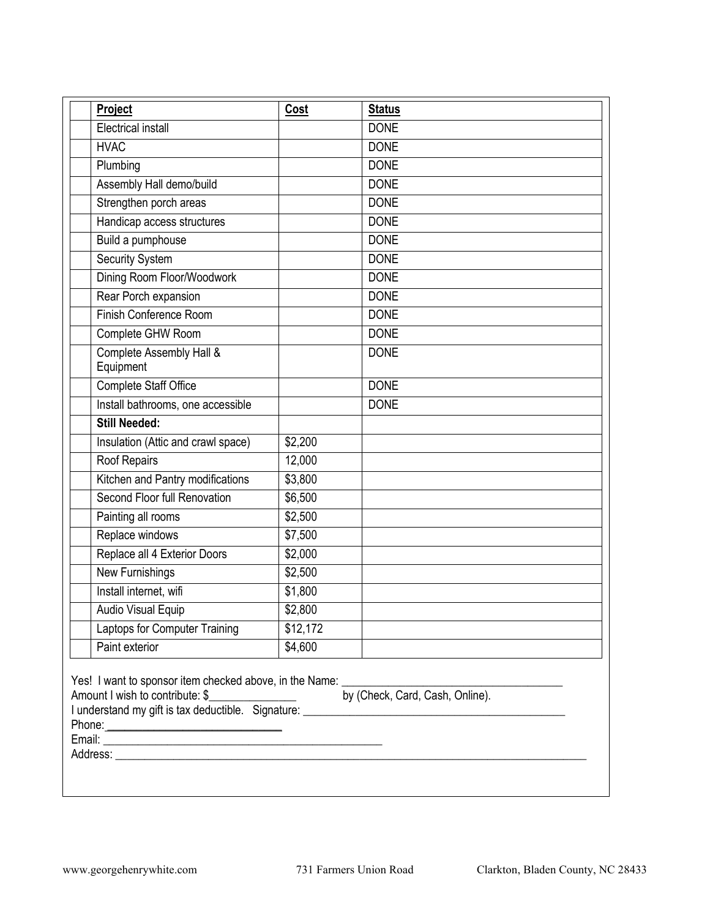| | Project | Cost | Status |
|---|---|---|---|
| | Electrical install | | DONE |
| | HVAC | | DONE |
| | Plumbing | | DONE |
| | Assembly Hall demo/build | | DONE |
| | Strengthen porch areas | | DONE |
| | Handicap access structures | | DONE |
| | Build a pumphouse | | DONE |
| | Security System | | DONE |
| | Dining Room Floor/Woodwork | | DONE |
| | Rear Porch expansion | | DONE |
| | Finish Conference Room | | DONE |
| | Complete GHW Room | | DONE |
| | Complete Assembly Hall & Equipment | | DONE |
| | Complete Staff Office | | DONE |
| | Install bathrooms, one accessible | | DONE |
| | **Still Needed:** | | |
| | Insulation (Attic and crawl space) | $2,200 | |
| | Roof Repairs | 12,000 | |
| | Kitchen and Pantry modifications | $3,800 | |
| | Second Floor full Renovation | $6,500 | |
| | Painting all rooms | $2,500 | |
| | Replace windows | $7,500 | |
| | Replace all 4 Exterior Doors | $2,000 | |
| | New Furnishings | $2,500 | |
| | Install internet, wifi | $1,800 | |
| | Audio Visual Equip | $2,800 | |
| | Laptops for Computer Training | $12,172 | |
| | Paint exterior | $4,600 | |

Yes! I want to sponsor item checked above, in the Name: ____________________________________
Amount I wish to contribute: $_______________ by (Check, Card, Cash, Online).
I understand my gift is tax deductible. Signature: ____________________________________________
Phone: ______________________________
Email: ________________________________________________
Address: ______________________________________________________________________________

www.georgehenrywhite.com 731 Farmers Union Road Clarkton, Bladen County, NC 28433